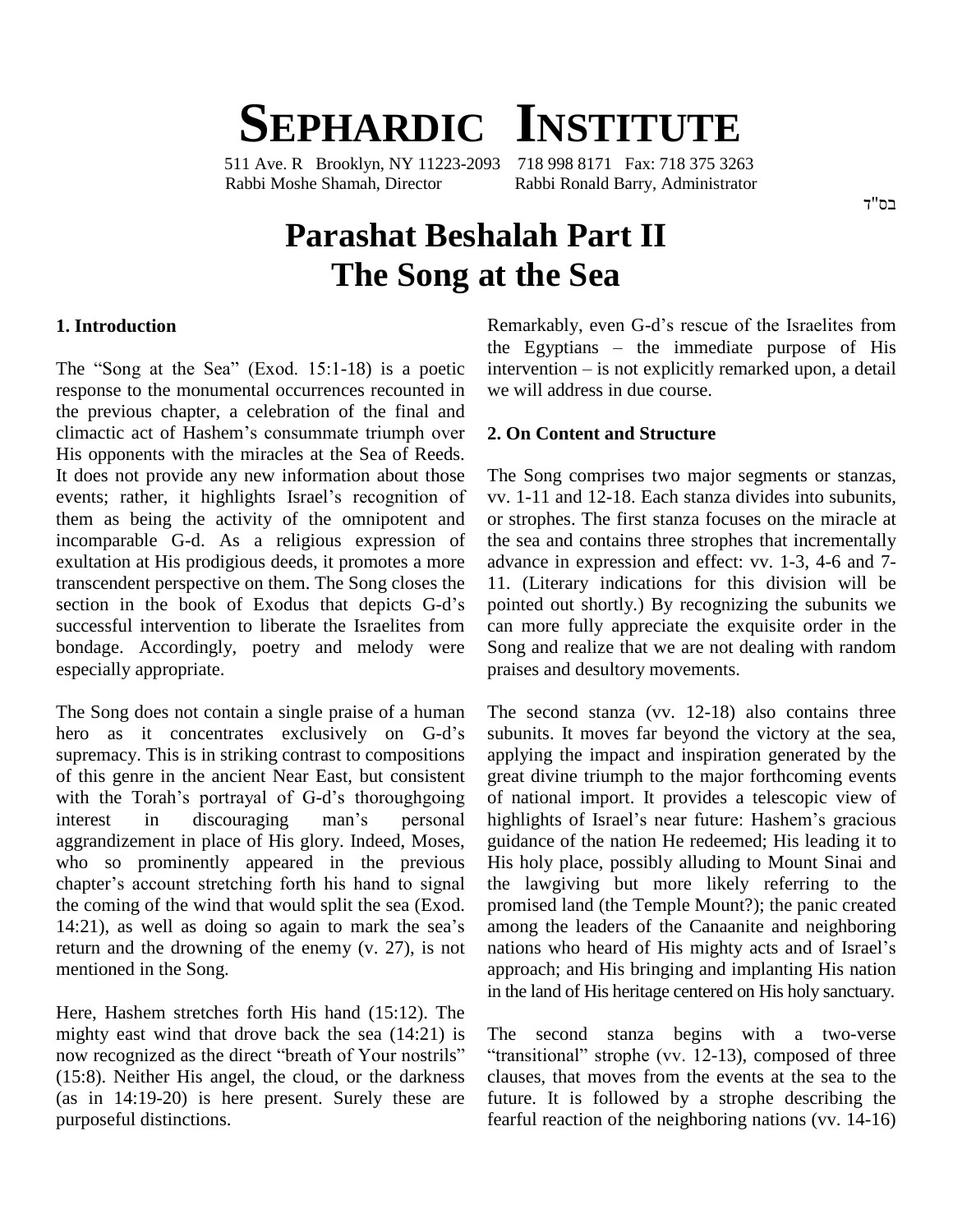# SEPHARDIC INSTITUTE

511 Ave. R Brooklyn, NY 11223-2093 718 998 8171 Fax: 718 375 3263
Rabbi Moshe Shamah, Director Rabbi Ronald Barry, Administrator

בס"ד

# Parashat Beshalah Part II
# The Song at the Sea

## 1. Introduction

The "Song at the Sea" (Exod. 15:1-18) is a poetic response to the monumental occurrences recounted in the previous chapter, a celebration of the final and climactic act of Hashem's consummate triumph over His opponents with the miracles at the Sea of Reeds. It does not provide any new information about those events; rather, it highlights Israel's recognition of them as being the activity of the omnipotent and incomparable G-d. As a religious expression of exultation at His prodigious deeds, it promotes a more transcendent perspective on them. The Song closes the section in the book of Exodus that depicts G-d's successful intervention to liberate the Israelites from bondage. Accordingly, poetry and melody were especially appropriate.

The Song does not contain a single praise of a human hero as it concentrates exclusively on G-d's supremacy. This is in striking contrast to compositions of this genre in the ancient Near East, but consistent with the Torah's portrayal of G-d's thoroughgoing interest in discouraging man's personal aggrandizement in place of His glory. Indeed, Moses, who so prominently appeared in the previous chapter's account stretching forth his hand to signal the coming of the wind that would split the sea (Exod. 14:21), as well as doing so again to mark the sea's return and the drowning of the enemy (v. 27), is not mentioned in the Song.

Here, Hashem stretches forth His hand (15:12). The mighty east wind that drove back the sea (14:21) is now recognized as the direct "breath of Your nostrils" (15:8). Neither His angel, the cloud, or the darkness (as in 14:19-20) is here present. Surely these are purposeful distinctions.

Remarkably, even G-d's rescue of the Israelites from the Egyptians – the immediate purpose of His intervention – is not explicitly remarked upon, a detail we will address in due course.

## 2. On Content and Structure

The Song comprises two major segments or stanzas, vv. 1-11 and 12-18. Each stanza divides into subunits, or strophes. The first stanza focuses on the miracle at the sea and contains three strophes that incrementally advance in expression and effect: vv. 1-3, 4-6 and 7-11. (Literary indications for this division will be pointed out shortly.) By recognizing the subunits we can more fully appreciate the exquisite order in the Song and realize that we are not dealing with random praises and desultory movements.

The second stanza (vv. 12-18) also contains three subunits. It moves far beyond the victory at the sea, applying the impact and inspiration generated by the great divine triumph to the major forthcoming events of national import. It provides a telescopic view of highlights of Israel's near future: Hashem's gracious guidance of the nation He redeemed; His leading it to His holy place, possibly alluding to Mount Sinai and the lawgiving but more likely referring to the promised land (the Temple Mount?); the panic created among the leaders of the Canaanite and neighboring nations who heard of His mighty acts and of Israel's approach; and His bringing and implanting His nation in the land of His heritage centered on His holy sanctuary.

The second stanza begins with a two-verse "transitional" strophe (vv. 12-13), composed of three clauses, that moves from the events at the sea to the future. It is followed by a strophe describing the fearful reaction of the neighboring nations (vv. 14-16)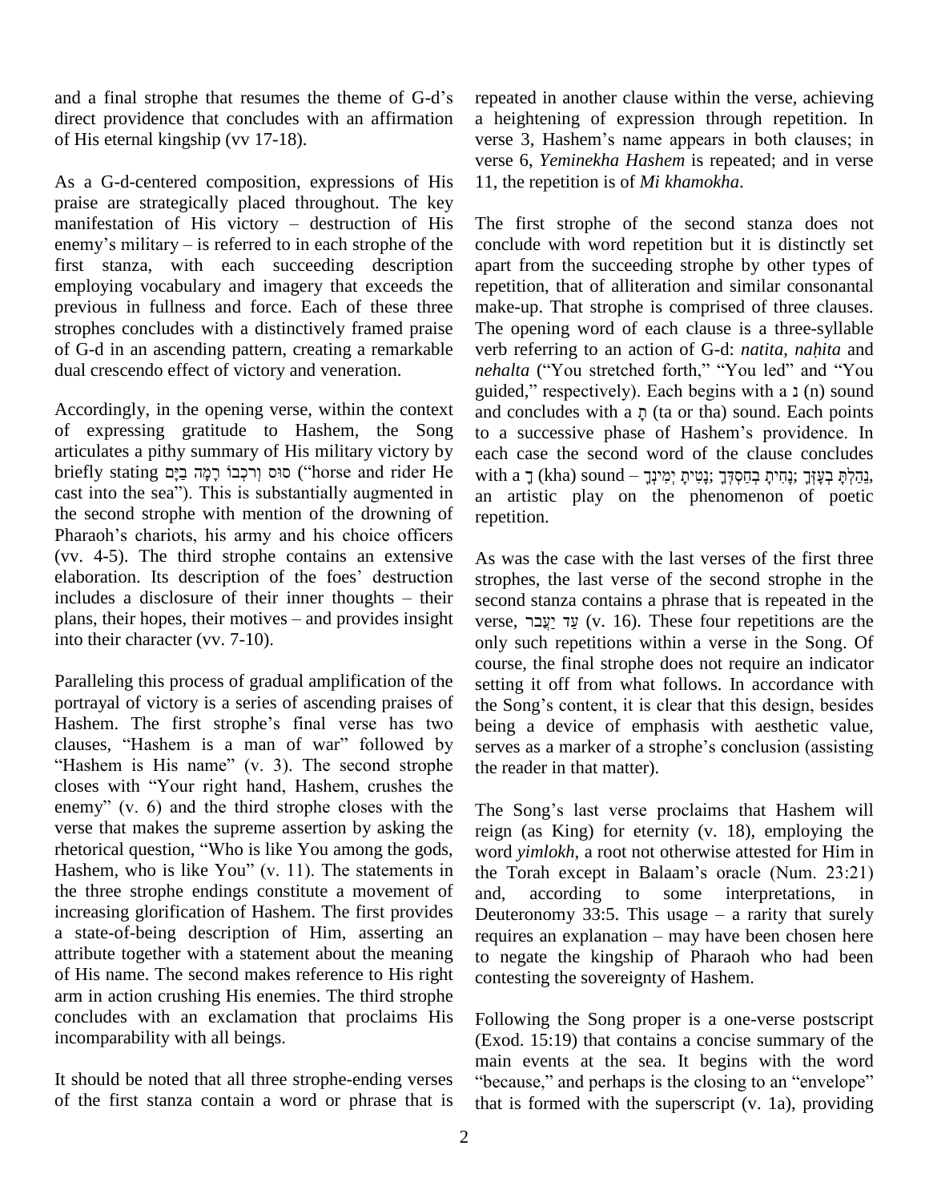and a final strophe that resumes the theme of G-d's direct providence that concludes with an affirmation of His eternal kingship (vv 17-18).

As a G-d-centered composition, expressions of His praise are strategically placed throughout. The key manifestation of His victory – destruction of His enemy's military – is referred to in each strophe of the first stanza, with each succeeding description employing vocabulary and imagery that exceeds the previous in fullness and force. Each of these three strophes concludes with a distinctively framed praise of G-d in an ascending pattern, creating a remarkable dual crescendo effect of victory and veneration.

Accordingly, in the opening verse, within the context of expressing gratitude to Hashem, the Song articulates a pithy summary of His military victory by briefly stating סוּס וְרֹכְבוֹ רָמָה בַיָּם ("horse and rider He cast into the sea"). This is substantially augmented in the second strophe with mention of the drowning of Pharaoh's chariots, his army and his choice officers (vv. 4-5). The third strophe contains an extensive elaboration. Its description of the foes' destruction includes a disclosure of their inner thoughts – their plans, their hopes, their motives – and provides insight into their character (vv. 7-10).

Paralleling this process of gradual amplification of the portrayal of victory is a series of ascending praises of Hashem. The first strophe's final verse has two clauses, "Hashem is a man of war" followed by "Hashem is His name" (v. 3). The second strophe closes with "Your right hand, Hashem, crushes the enemy" (v. 6) and the third strophe closes with the verse that makes the supreme assertion by asking the rhetorical question, "Who is like You among the gods, Hashem, who is like You" (v. 11). The statements in the three strophe endings constitute a movement of increasing glorification of Hashem. The first provides a state-of-being description of Him, asserting an attribute together with a statement about the meaning of His name. The second makes reference to His right arm in action crushing His enemies. The third strophe concludes with an exclamation that proclaims His incomparability with all beings.

It should be noted that all three strophe-ending verses of the first stanza contain a word or phrase that is repeated in another clause within the verse, achieving a heightening of expression through repetition. In verse 3, Hashem's name appears in both clauses; in verse 6, *Yeminekha Hashem* is repeated; and in verse 11, the repetition is of *Mi khamokha*.

The first strophe of the second stanza does not conclude with word repetition but it is distinctly set apart from the succeeding strophe by other types of repetition, that of alliteration and similar consonantal make-up. That strophe is comprised of three clauses. The opening word of each clause is a three-syllable verb referring to an action of G-d: *natita*, *naḥita* and *nehalta* ("You stretched forth," "You led" and "You guided," respectively). Each begins with a נ (n) sound and concludes with a תָ (ta or tha) sound. Each points to a successive phase of Hashem's providence. In each case the second word of the clause concludes with a ךָ (kha) sound – נָטִיתָ יְמִינְךָ; נָחִיתָ בְחַסְדְּךָ; נֵהַלְתָּ בְעָזְּךָ, an artistic play on the phenomenon of poetic repetition.

As was the case with the last verses of the first three strophes, the last verse of the second strophe in the second stanza contains a phrase that is repeated in the verse, עַד יַעֲבֹר (v. 16). These four repetitions are the only such repetitions within a verse in the Song. Of course, the final strophe does not require an indicator setting it off from what follows. In accordance with the Song's content, it is clear that this design, besides being a device of emphasis with aesthetic value, serves as a marker of a strophe's conclusion (assisting the reader in that matter).

The Song's last verse proclaims that Hashem will reign (as King) for eternity (v. 18), employing the word *yimlokh*, a root not otherwise attested for Him in the Torah except in Balaam's oracle (Num. 23:21) and, according to some interpretations, in Deuteronomy 33:5. This usage – a rarity that surely requires an explanation – may have been chosen here to negate the kingship of Pharaoh who had been contesting the sovereignty of Hashem.

Following the Song proper is a one-verse postscript (Exod. 15:19) that contains a concise summary of the main events at the sea. It begins with the word "because," and perhaps is the closing to an "envelope" that is formed with the superscript (v. 1a), providing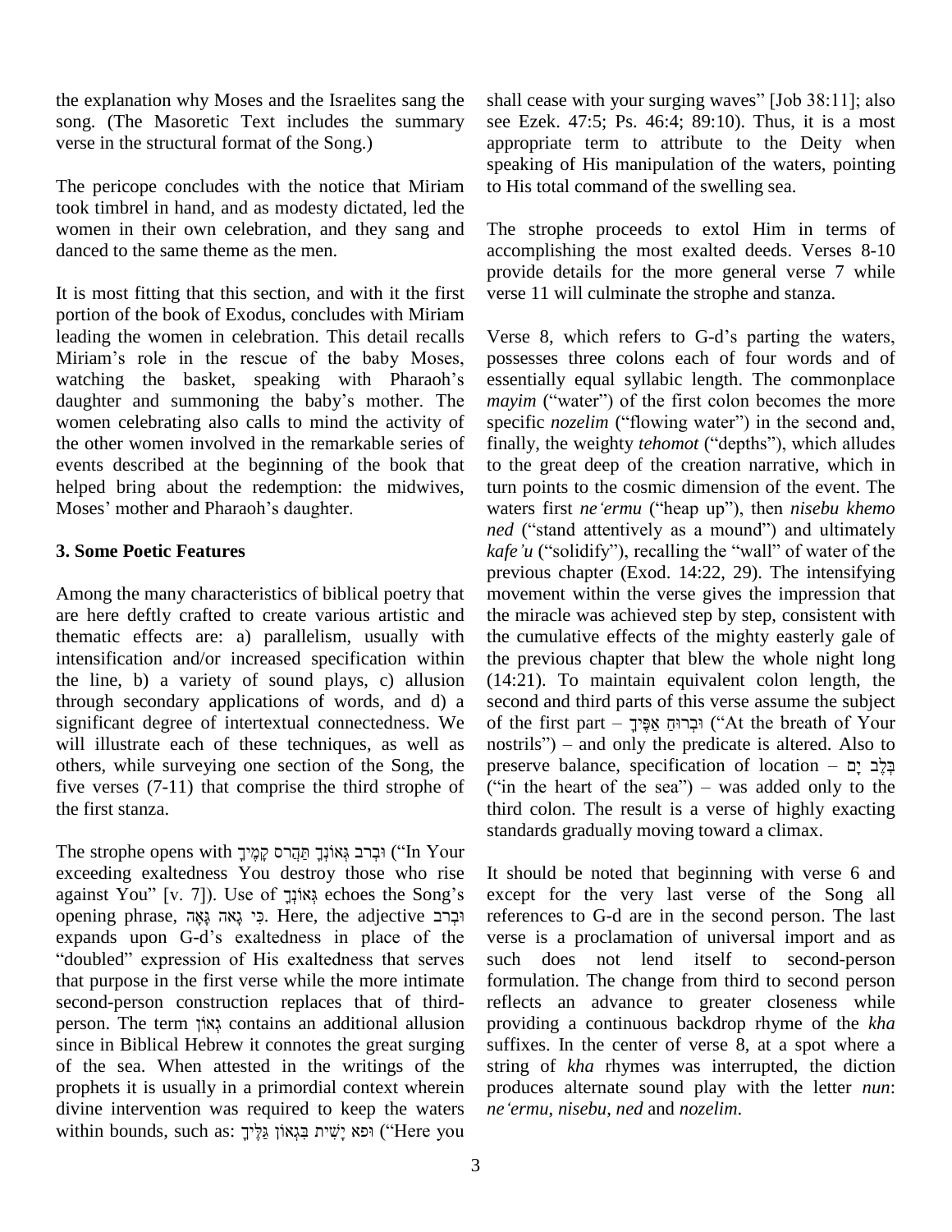the explanation why Moses and the Israelites sang the song. (The Masoretic Text includes the summary verse in the structural format of the Song.)

The pericope concludes with the notice that Miriam took timbrel in hand, and as modesty dictated, led the women in their own celebration, and they sang and danced to the same theme as the men.

It is most fitting that this section, and with it the first portion of the book of Exodus, concludes with Miriam leading the women in celebration. This detail recalls Miriam's role in the rescue of the baby Moses, watching the basket, speaking with Pharaoh's daughter and summoning the baby's mother. The women celebrating also calls to mind the activity of the other women involved in the remarkable series of events described at the beginning of the book that helped bring about the redemption: the midwives, Moses' mother and Pharaoh's daughter.

## 3. Some Poetic Features

Among the many characteristics of biblical poetry that are here deftly crafted to create various artistic and thematic effects are: a) parallelism, usually with intensification and/or increased specification within the line, b) a variety of sound plays, c) allusion through secondary applications of words, and d) a significant degree of intertextual connectedness. We will illustrate each of these techniques, as well as others, while surveying one section of the Song, the five verses (7-11) that comprise the third strophe of the first stanza.

The strophe opens with וּבְרֹב גְּאוֹנְךָ תַּהֲרֹס קָמֶיךָ ("In Your exceeding exaltedness You destroy those who rise against You" [v. 7]). Use of גְּאוֹנְךָ echoes the Song's opening phrase, כִּי גָאֹה גָּאָה. Here, the adjective וּבְרֹב expands upon G-d's exaltedness in place of the "doubled" expression of His exaltedness that serves that purpose in the first verse while the more intimate second-person construction replaces that of third-person. The term גְּאוֹן contains an additional allusion since in Biblical Hebrew it connotes the great surging of the sea. When attested in the writings of the prophets it is usually in a primordial context wherein divine intervention was required to keep the waters within bounds, such as: וּפֹא יָשִׁית בִּגְאוֹן גַּלֶּיךָ ("Here you shall cease with your surging waves" [Job 38:11]; also see Ezek. 47:5; Ps. 46:4; 89:10). Thus, it is a most appropriate term to attribute to the Deity when speaking of His manipulation of the waters, pointing to His total command of the swelling sea.

The strophe proceeds to extol Him in terms of accomplishing the most exalted deeds. Verses 8-10 provide details for the more general verse 7 while verse 11 will culminate the strophe and stanza.

Verse 8, which refers to G-d's parting the waters, possesses three colons each of four words and of essentially equal syllabic length. The commonplace *mayim* ("water") of the first colon becomes the more specific *nozelim* ("flowing water") in the second and, finally, the weighty *tehomot* ("depths"), which alludes to the great deep of the creation narrative, which in turn points to the cosmic dimension of the event. The waters first *ne'ermu* ("heap up"), then *nisebu khemo ned* ("stand attentively as a mound") and ultimately *kafe'u* ("solidify"), recalling the "wall" of water of the previous chapter (Exod. 14:22, 29). The intensifying movement within the verse gives the impression that the miracle was achieved step by step, consistent with the cumulative effects of the mighty easterly gale of the previous chapter that blew the whole night long (14:21). To maintain equivalent colon length, the second and third parts of this verse assume the subject of the first part – וּבְרוּחַ אַפֶּיךָ ("At the breath of Your nostrils") – and only the predicate is altered. Also to preserve balance, specification of location – בְּלֶב יָם ("in the heart of the sea") – was added only to the third colon. The result is a verse of highly exacting standards gradually moving toward a climax.

It should be noted that beginning with verse 6 and except for the very last verse of the Song all references to G-d are in the second person. The last verse is a proclamation of universal import and as such does not lend itself to second-person formulation. The change from third to second person reflects an advance to greater closeness while providing a continuous backdrop rhyme of the *kha* suffixes. In the center of verse 8, at a spot where a string of *kha* rhymes was interrupted, the diction produces alternate sound play with the letter *nun*: *ne'ermu*, *nisebu*, *ned* and *nozelim*.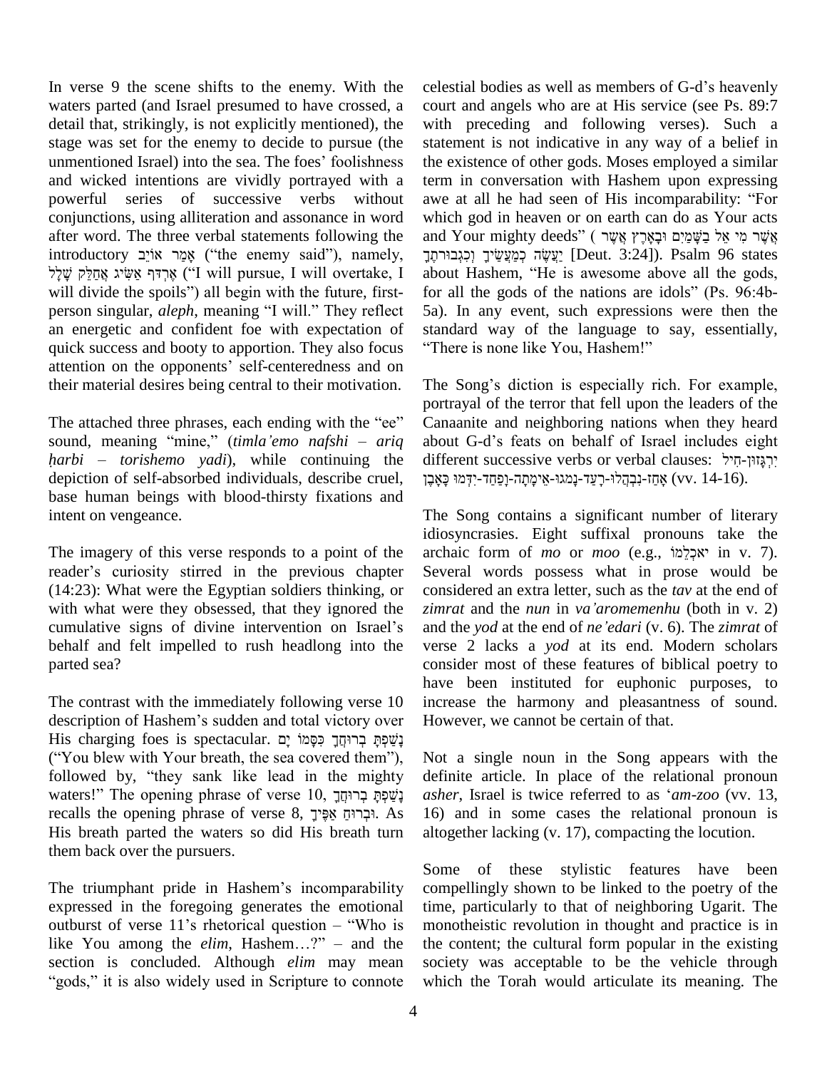In verse 9 the scene shifts to the enemy. With the waters parted (and Israel presumed to have crossed, a detail that, strikingly, is not explicitly mentioned), the stage was set for the enemy to decide to pursue (the unmentioned Israel) into the sea. The foes' foolishness and wicked intentions are vividly portrayed with a powerful series of successive verbs without conjunctions, using alliteration and assonance in word after word. The three verbal statements following the introductory אָמַר אוֹיֵב ("the enemy said"), namely, אֶרְדֹּף אַשִּׂיג אֲחַלֵּק שָׁלָל ("I will pursue, I will overtake, I will divide the spoils") all begin with the future, first-person singular, *aleph*, meaning "I will." They reflect an energetic and confident foe with expectation of quick success and booty to apportion. They also focus attention on the opponents' self-centeredness and on their material desires being central to their motivation.

The attached three phrases, each ending with the "ee" sound, meaning "mine," (*timla'emo nafshi* – *ariq ḥarbi* – *torishemo yadi*), while continuing the depiction of self-absorbed individuals, describe cruel, base human beings with blood-thirsty fixations and intent on vengeance.

The imagery of this verse responds to a point of the reader's curiosity stirred in the previous chapter (14:23): What were the Egyptian soldiers thinking, or with what were they obsessed, that they ignored the cumulative signs of divine intervention on Israel's behalf and felt impelled to rush headlong into the parted sea?

The contrast with the immediately following verse 10 description of Hashem's sudden and total victory over His charging foes is spectacular. נָשַׁפְתָּ בְרוּחֲךָ כִּסָּמוֹ יָם ("You blew with Your breath, the sea covered them"), followed by, "they sank like lead in the mighty waters!" The opening phrase of verse 10, נָשַׁפְתָּ בְרוּחֲךָ recalls the opening phrase of verse 8, וּבְרוּחַ אַפֶּיךָ. As His breath parted the waters so did His breath turn them back over the pursuers.

The triumphant pride in Hashem's incomparability expressed in the foregoing generates the emotional outburst of verse 11's rhetorical question – "Who is like You among the *elim*, Hashem…?" – and the section is concluded. Although *elim* may mean "gods," it is also widely used in Scripture to connote celestial bodies as well as members of G-d's heavenly court and angels who are at His service (see Ps. 89:7 with preceding and following verses). Such a statement is not indicative in any way of a belief in the existence of other gods. Moses employed a similar term in conversation with Hashem upon expressing awe at all he had seen of His incomparability: "For which god in heaven or on earth can do as Your acts and Your mighty deeds" (אֲשֶׁר מִי אֵל בַּשָּׁמַיִם וּבָאָרֶץ אֲשֶׁר יַעֲשֶׂה כְמַעֲשֶׂיךָ וְכִגְבוּרֹתֶךָ [Deut. 3:24]). Psalm 96 states about Hashem, "He is awesome above all the gods, for all the gods of the nations are idols" (Ps. 96:4b-5a). In any event, such expressions were then the standard way of the language to say, essentially, "There is none like You, Hashem!"

The Song's diction is especially rich. For example, portrayal of the terror that fell upon the leaders of the Canaanite and neighboring nations when they heard about G-d's feats on behalf of Israel includes eight different successive verbs or verbal clauses: יִרְגָּזוּן-חִיל אָחַז-נִבְהֲלוּ-רָעַד-נָמֹגוּ-אֵימָתָה-וָפַחַד-יִדְּמוּ כָּאָבֶן (vv. 14-16).

The Song contains a significant number of literary idiosyncrasies. Eight suffixal pronouns take the archaic form of *mo* or *moo* (e.g., יֹאכְלֵמוֹ in v. 7). Several words possess what in prose would be considered an extra letter, such as the *tav* at the end of *zimrat* and the *nun* in *va'aromemenhu* (both in v. 2) and the *yod* at the end of *ne'edari* (v. 6). The *zimrat* of verse 2 lacks a *yod* at its end. Modern scholars consider most of these features of biblical poetry to have been instituted for euphonic purposes, to increase the harmony and pleasantness of sound. However, we cannot be certain of that.

Not a single noun in the Song appears with the definite article. In place of the relational pronoun *asher*, Israel is twice referred to as '*am-zoo* (vv. 13, 16) and in some cases the relational pronoun is altogether lacking (v. 17), compacting the locution.

Some of these stylistic features have been compellingly shown to be linked to the poetry of the time, particularly to that of neighboring Ugarit. The monotheistic revolution in thought and practice is in the content; the cultural form popular in the existing society was acceptable to be the vehicle through which the Torah would articulate its meaning. The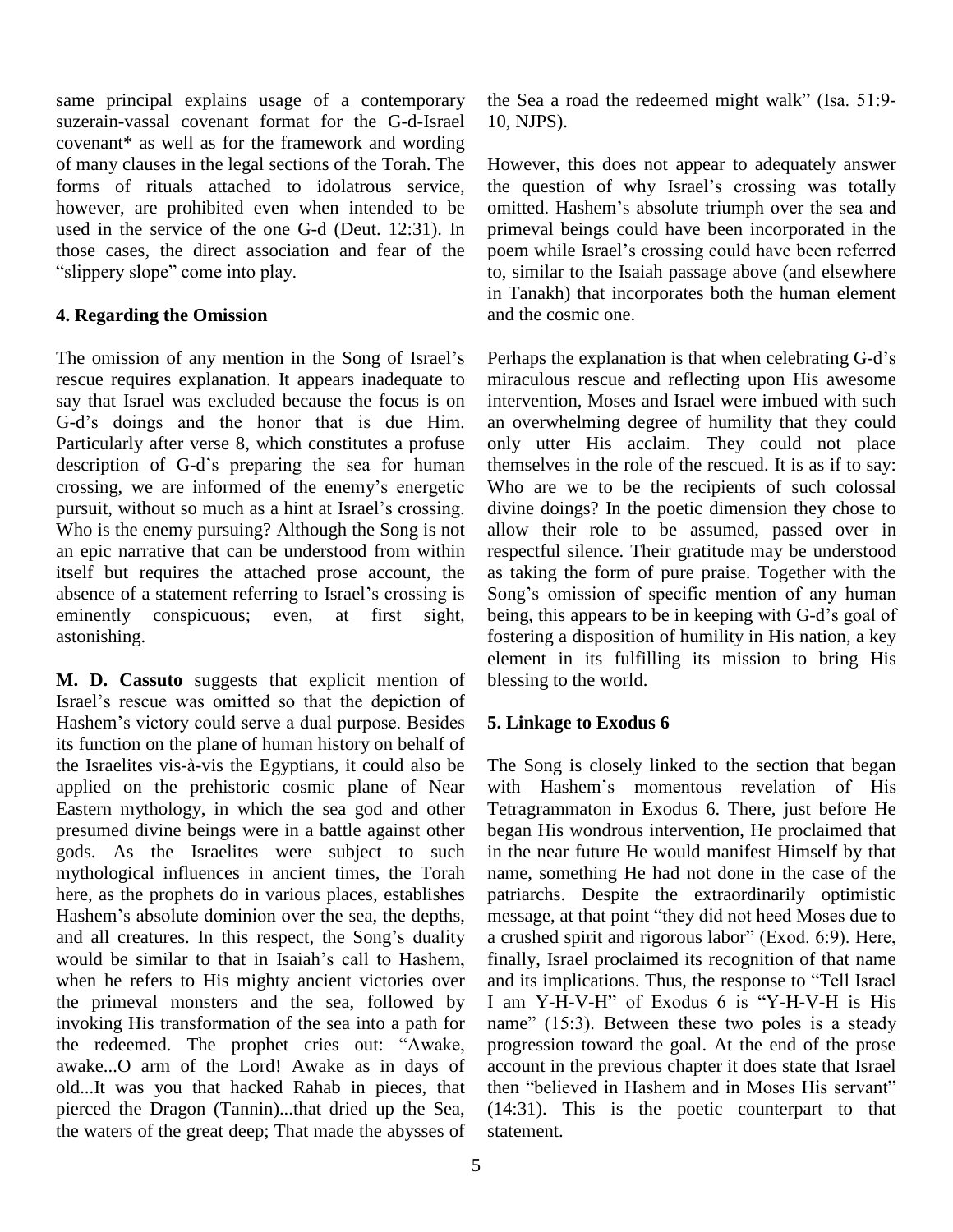same principal explains usage of a contemporary suzerain-vassal covenant format for the G-d-Israel covenant* as well as for the framework and wording of many clauses in the legal sections of the Torah. The forms of rituals attached to idolatrous service, however, are prohibited even when intended to be used in the service of the one G-d (Deut. 12:31). In those cases, the direct association and fear of the "slippery slope" come into play.

### 4. Regarding the Omission

The omission of any mention in the Song of Israel's rescue requires explanation. It appears inadequate to say that Israel was excluded because the focus is on G-d's doings and the honor that is due Him. Particularly after verse 8, which constitutes a profuse description of G-d's preparing the sea for human crossing, we are informed of the enemy's energetic pursuit, without so much as a hint at Israel's crossing. Who is the enemy pursuing? Although the Song is not an epic narrative that can be understood from within itself but requires the attached prose account, the absence of a statement referring to Israel's crossing is eminently conspicuous; even, at first sight, astonishing.

**M. D. Cassuto** suggests that explicit mention of Israel's rescue was omitted so that the depiction of Hashem's victory could serve a dual purpose. Besides its function on the plane of human history on behalf of the Israelites vis-à-vis the Egyptians, it could also be applied on the prehistoric cosmic plane of Near Eastern mythology, in which the sea god and other presumed divine beings were in a battle against other gods. As the Israelites were subject to such mythological influences in ancient times, the Torah here, as the prophets do in various places, establishes Hashem's absolute dominion over the sea, the depths, and all creatures. In this respect, the Song's duality would be similar to that in Isaiah's call to Hashem, when he refers to His mighty ancient victories over the primeval monsters and the sea, followed by invoking His transformation of the sea into a path for the redeemed. The prophet cries out: "Awake, awake...O arm of the Lord! Awake as in days of old...It was you that hacked Rahab in pieces, that pierced the Dragon (Tannin)...that dried up the Sea, the waters of the great deep; That made the abysses of the Sea a road the redeemed might walk" (Isa. 51:9-10, NJPS).

However, this does not appear to adequately answer the question of why Israel's crossing was totally omitted. Hashem's absolute triumph over the sea and primeval beings could have been incorporated in the poem while Israel's crossing could have been referred to, similar to the Isaiah passage above (and elsewhere in Tanakh) that incorporates both the human element and the cosmic one.

Perhaps the explanation is that when celebrating G-d's miraculous rescue and reflecting upon His awesome intervention, Moses and Israel were imbued with such an overwhelming degree of humility that they could only utter His acclaim. They could not place themselves in the role of the rescued. It is as if to say: Who are we to be the recipients of such colossal divine doings? In the poetic dimension they chose to allow their role to be assumed, passed over in respectful silence. Their gratitude may be understood as taking the form of pure praise. Together with the Song's omission of specific mention of any human being, this appears to be in keeping with G-d's goal of fostering a disposition of humility in His nation, a key element in its fulfilling its mission to bring His blessing to the world.

### 5. Linkage to Exodus 6

The Song is closely linked to the section that began with Hashem's momentous revelation of His Tetragrammaton in Exodus 6. There, just before He began His wondrous intervention, He proclaimed that in the near future He would manifest Himself by that name, something He had not done in the case of the patriarchs. Despite the extraordinarily optimistic message, at that point "they did not heed Moses due to a crushed spirit and rigorous labor" (Exod. 6:9). Here, finally, Israel proclaimed its recognition of that name and its implications. Thus, the response to "Tell Israel I am Y-H-V-H" of Exodus 6 is "Y-H-V-H is His name" (15:3). Between these two poles is a steady progression toward the goal. At the end of the prose account in the previous chapter it does state that Israel then "believed in Hashem and in Moses His servant" (14:31). This is the poetic counterpart to that statement.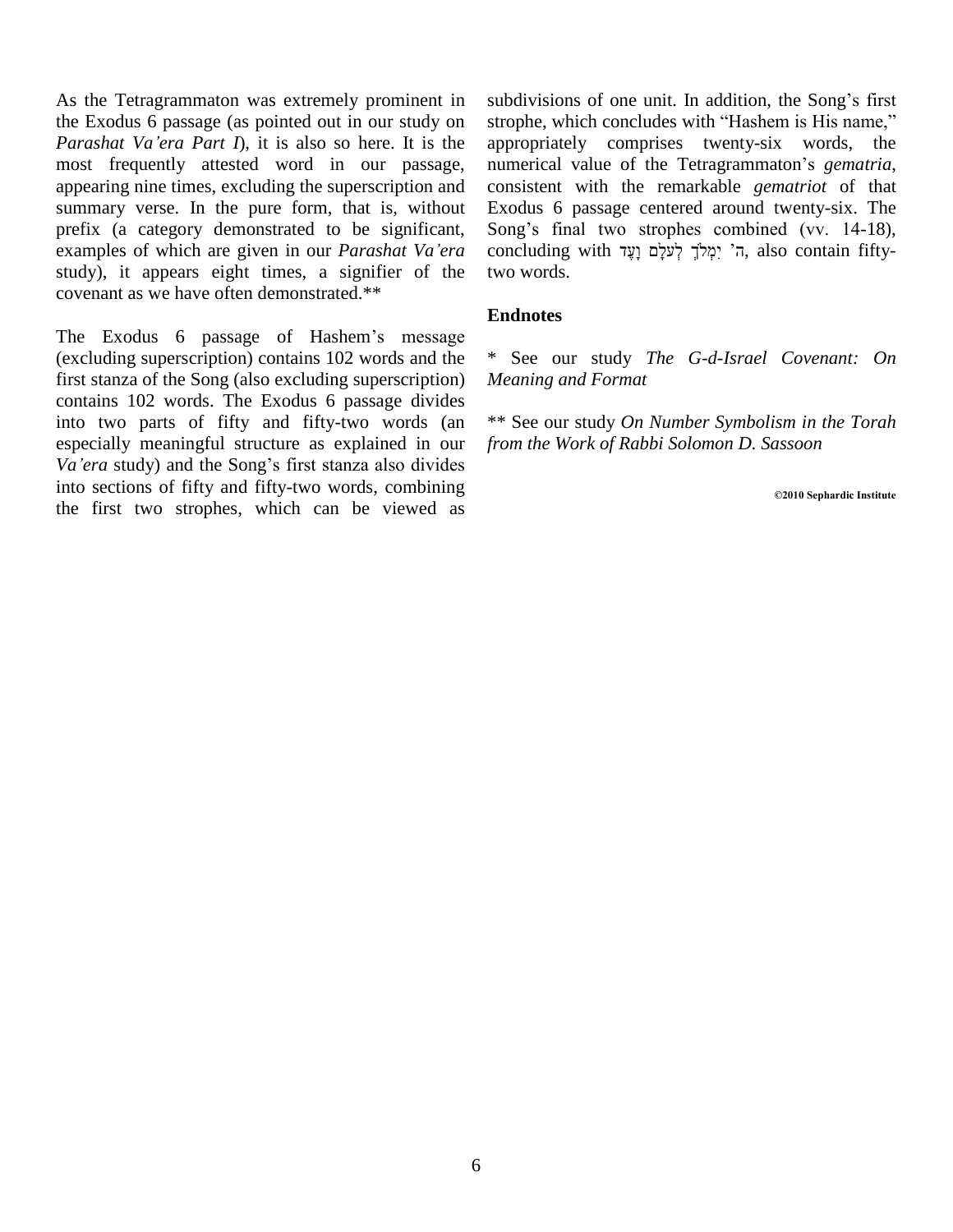As the Tetragrammaton was extremely prominent in the Exodus 6 passage (as pointed out in our study on *Parashat Va'era Part I*), it is also so here. It is the most frequently attested word in our passage, appearing nine times, excluding the superscription and summary verse. In the pure form, that is, without prefix (a category demonstrated to be significant, examples of which are given in our *Parashat Va'era* study), it appears eight times, a signifier of the covenant as we have often demonstrated.**

The Exodus 6 passage of Hashem's message (excluding superscription) contains 102 words and the first stanza of the Song (also excluding superscription) contains 102 words. The Exodus 6 passage divides into two parts of fifty and fifty-two words (an especially meaningful structure as explained in our *Va'era* study) and the Song's first stanza also divides into sections of fifty and fifty-two words, combining the first two strophes, which can be viewed as subdivisions of one unit. In addition, the Song's first strophe, which concludes with "Hashem is His name," appropriately comprises twenty-six words, the numerical value of the Tetragrammaton's *gematria*, consistent with the remarkable *gematriot* of that Exodus 6 passage centered around twenty-six. The Song's final two strophes combined (vv. 14-18), concluding with ה' יִמְלֹךְ לְעֹלָם וָעֶד, also contain fifty-two words.

### Endnotes

\* See our study *The G-d-Israel Covenant: On Meaning and Format*

** See our study *On Number Symbolism in the Torah from the Work of Rabbi Solomon D. Sassoon*

**©2010 Sephardic Institute**